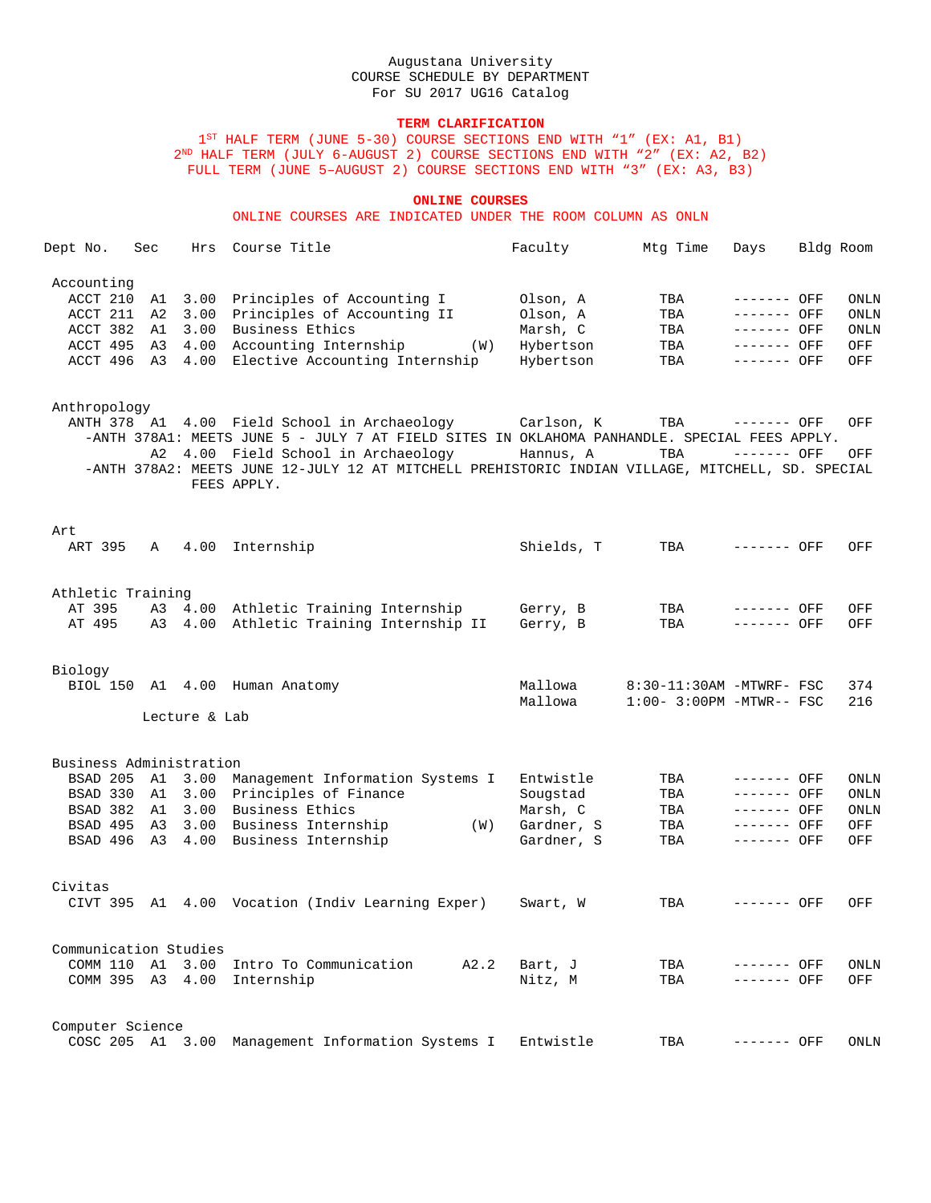# Augustana University
## COURSE SCHEDULE BY DEPARTMENT
### For SU 2017 UG16 Catalog

**TERM CLARIFICATION**

1ST HALF TERM (JUNE 5-30) COURSE SECTIONS END WITH "1" (EX: A1, B1)
2ND HALF TERM (JULY 6-AUGUST 2) COURSE SECTIONS END WITH "2" (EX: A2, B2)
FULL TERM (JUNE 5–AUGUST 2) COURSE SECTIONS END WITH "3" (EX: A3, B3)

**ONLINE COURSES**

ONLINE COURSES ARE INDICATED UNDER THE ROOM COLUMN AS ONLN

| Dept No. | Sec | Hrs | Course Title | Faculty | Mtg Time | Days | Bldg | Room |
|---|---|---|---|---|---|---|---|---|
| **Accounting** | | | | | | | | |
| ACCT 210 | A1 | 3.00 | Principles of Accounting I | Olson, A | TBA | ------- | OFF | ONLN |
| ACCT 211 | A2 | 3.00 | Principles of Accounting II | Olson, A | TBA | ------- | OFF | ONLN |
| ACCT 382 | A1 | 3.00 | Business Ethics | Marsh, C | TBA | ------- | OFF | ONLN |
| ACCT 495 | A3 | 4.00 | Accounting Internship (W) | Hybertson | TBA | ------- | OFF | OFF |
| ACCT 496 | A3 | 4.00 | Elective Accounting Internship | Hybertson | TBA | ------- | OFF | OFF |
| **Anthropology** | | | | | | | | |
| ANTH 378 | A1 | 4.00 | Field School in Archaeology | Carlson, K | TBA | ------- | OFF | OFF |
| -ANTH 378A1: MEETS JUNE 5 - JULY 7 AT FIELD SITES IN OKLAHOMA PANHANDLE. SPECIAL FEES APPLY. | | | | | | | | |
| | A2 | 4.00 | Field School in Archaeology | Hannus, A | TBA | ------- | OFF | OFF |
| -ANTH 378A2: MEETS JUNE 12-JULY 12 AT MITCHELL PREHISTORIC INDIAN VILLAGE, MITCHELL, SD. SPECIAL FEES APPLY. | | | | | | | | |
| **Art** | | | | | | | | |
| ART 395 | A | 4.00 | Internship | Shields, T | TBA | ------- | OFF | OFF |
| **Athletic Training** | | | | | | | | |
| AT 395 | A3 | 4.00 | Athletic Training Internship | Gerry, B | TBA | ------- | OFF | OFF |
| AT 495 | A3 | 4.00 | Athletic Training Internship II | Gerry, B | TBA | ------- | OFF | OFF |
| **Biology** | | | | | | | | |
| BIOL 150 | A1 | 4.00 | Human Anatomy | Mallowa | 8:30-11:30AM | -MTWRF- | FSC | 374 |
| | | | | Mallowa | 1:00- 3:00PM | -MTWR-- | FSC | 216 |
| | Lecture & Lab | | | | | | | |
| **Business Administration** | | | | | | | | |
| BSAD 205 | A1 | 3.00 | Management Information Systems I | Entwistle | TBA | ------- | OFF | ONLN |
| BSAD 330 | A1 | 3.00 | Principles of Finance | Sougstad | TBA | ------- | OFF | ONLN |
| BSAD 382 | A1 | 3.00 | Business Ethics | Marsh, C | TBA | ------- | OFF | ONLN |
| BSAD 495 | A3 | 3.00 | Business Internship (W) | Gardner, S | TBA | ------- | OFF | OFF |
| BSAD 496 | A3 | 4.00 | Business Internship | Gardner, S | TBA | ------- | OFF | OFF |
| **Civitas** | | | | | | | | |
| CIVT 395 | A1 | 4.00 | Vocation (Indiv Learning Exper) | Swart, W | TBA | ------- | OFF | OFF |
| **Communication Studies** | | | | | | | | |
| COMM 110 | A1 | 3.00 | Intro To Communication A2.2 | Bart, J | TBA | ------- | OFF | ONLN |
| COMM 395 | A3 | 4.00 | Internship | Nitz, M | TBA | ------- | OFF | OFF |
| **Computer Science** | | | | | | | | |
| COSC 205 | A1 | 3.00 | Management Information Systems I | Entwistle | TBA | ------- | OFF | ONLN |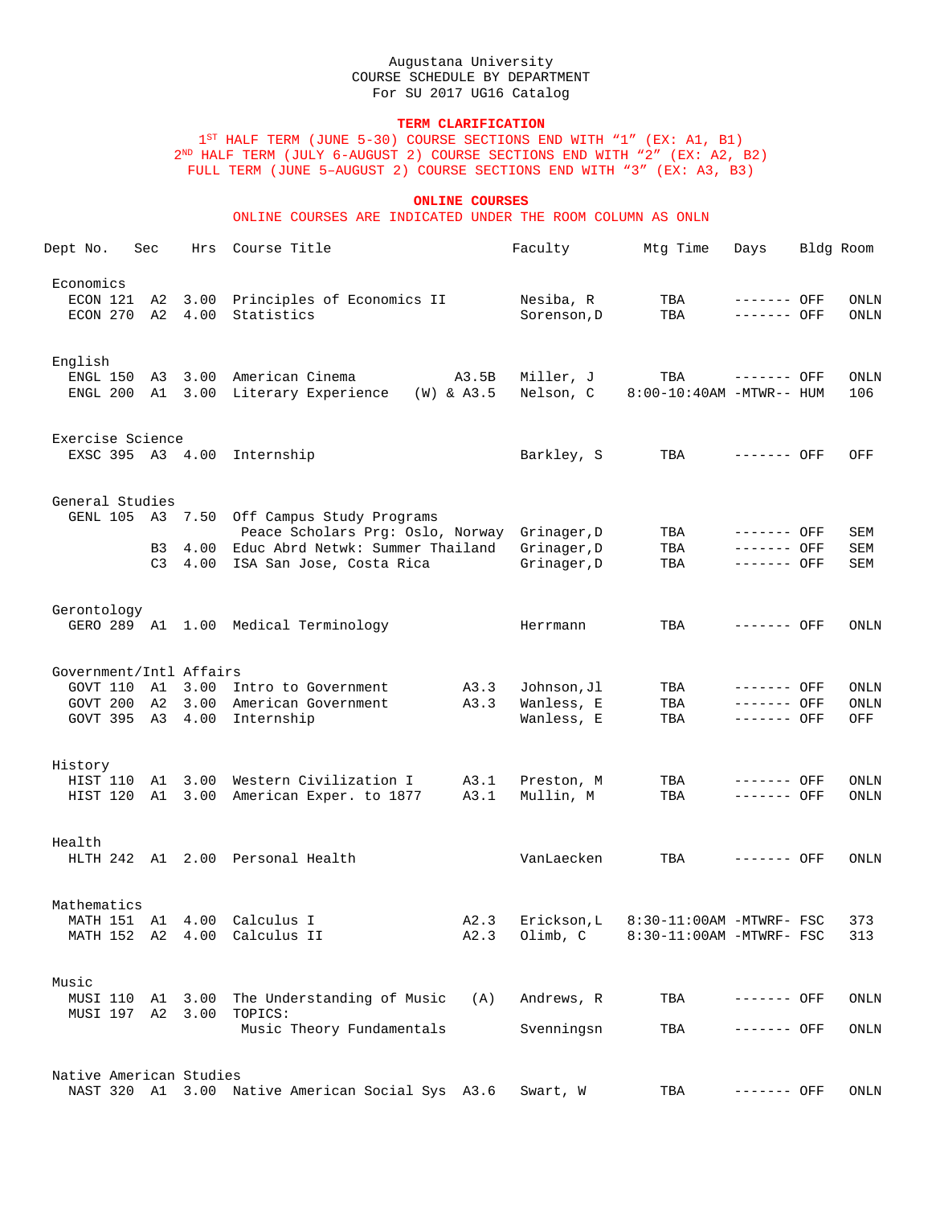Augustana University
COURSE SCHEDULE BY DEPARTMENT
For SU 2017 UG16 Catalog

**TERM CLARIFICATION**

1ST HALF TERM (JUNE 5-30) COURSE SECTIONS END WITH "1" (EX: A1, B1)
2ND HALF TERM (JULY 6-AUGUST 2) COURSE SECTIONS END WITH "2" (EX: A2, B2)
FULL TERM (JUNE 5–AUGUST 2) COURSE SECTIONS END WITH "3" (EX: A3, B3)

**ONLINE COURSES**

ONLINE COURSES ARE INDICATED UNDER THE ROOM COLUMN AS ONLN

| Dept No. | Sec | Hrs | Course Title | | Faculty | Mtg Time | Days | Bldg | Room |
|---|---|---|---|---|---|---|---|---|---|
| **Economics** | | | | | | | | | |
| ECON 121 | A2 | 3.00 | Principles of Economics II | | Nesiba, R | TBA | ------- | OFF | ONLN |
| ECON 270 | A2 | 4.00 | Statistics | | Sorenson,D | TBA | ------- | OFF | ONLN |
| **English** | | | | | | | | | |
| ENGL 150 | A3 | 3.00 | American Cinema | A3.5B | Miller, J | TBA | ------- | OFF | ONLN |
| ENGL 200 | A1 | 3.00 | Literary Experience | (W) & A3.5 | Nelson, C | 8:00-10:40AM | -MTWR-- | HUM | 106 |
| **Exercise Science** | | | | | | | | | |
| EXSC 395 | A3 | 4.00 | Internship | | Barkley, S | TBA | ------- | OFF | OFF |
| **General Studies** | | | | | | | | | |
| GENL 105 | A3 | 7.50 | Off Campus Study Programs | | | | | | |
| | | | Peace Scholars Prg: Oslo, Norway | | Grinager,D | TBA | ------- | OFF | SEM |
| | B3 | 4.00 | Educ Abrd Netwk: Summer Thailand | | Grinager,D | TBA | ------- | OFF | SEM |
| | C3 | 4.00 | ISA San Jose, Costa Rica | | Grinager,D | TBA | ------- | OFF | SEM |
| **Gerontology** | | | | | | | | | |
| GERO 289 | A1 | 1.00 | Medical Terminology | | Herrmann | TBA | ------- | OFF | ONLN |
| **Government/Intl Affairs** | | | | | | | | | |
| GOVT 110 | A1 | 3.00 | Intro to Government | A3.3 | Johnson,Jl | TBA | ------- | OFF | ONLN |
| GOVT 200 | A2 | 3.00 | American Government | A3.3 | Wanless, E | TBA | ------- | OFF | ONLN |
| GOVT 395 | A3 | 4.00 | Internship | | Wanless, E | TBA | ------- | OFF | OFF |
| **History** | | | | | | | | | |
| HIST 110 | A1 | 3.00 | Western Civilization I | A3.1 | Preston, M | TBA | ------- | OFF | ONLN |
| HIST 120 | A1 | 3.00 | American Exper. to 1877 | A3.1 | Mullin, M | TBA | ------- | OFF | ONLN |
| **Health** | | | | | | | | | |
| HLTH 242 | A1 | 2.00 | Personal Health | | VanLaecken | TBA | ------- | OFF | ONLN |
| **Mathematics** | | | | | | | | | |
| MATH 151 | A1 | 4.00 | Calculus I | A2.3 | Erickson,L | 8:30-11:00AM | -MTWRF- | FSC | 373 |
| MATH 152 | A2 | 4.00 | Calculus II | A2.3 | Olimb, C | 8:30-11:00AM | -MTWRF- | FSC | 313 |
| **Music** | | | | | | | | | |
| MUSI 110 | A1 | 3.00 | The Understanding of Music | (A) | Andrews, R | TBA | ------- | OFF | ONLN |
| MUSI 197 | A2 | 3.00 | TOPICS: | | | | | | |
| | | | Music Theory Fundamentals | | Svenningsn | TBA | ------- | OFF | ONLN |
| **Native American Studies** | | | | | | | | | |
| NAST 320 | A1 | 3.00 | Native American Social Sys | A3.6 | Swart, W | TBA | ------- | OFF | ONLN |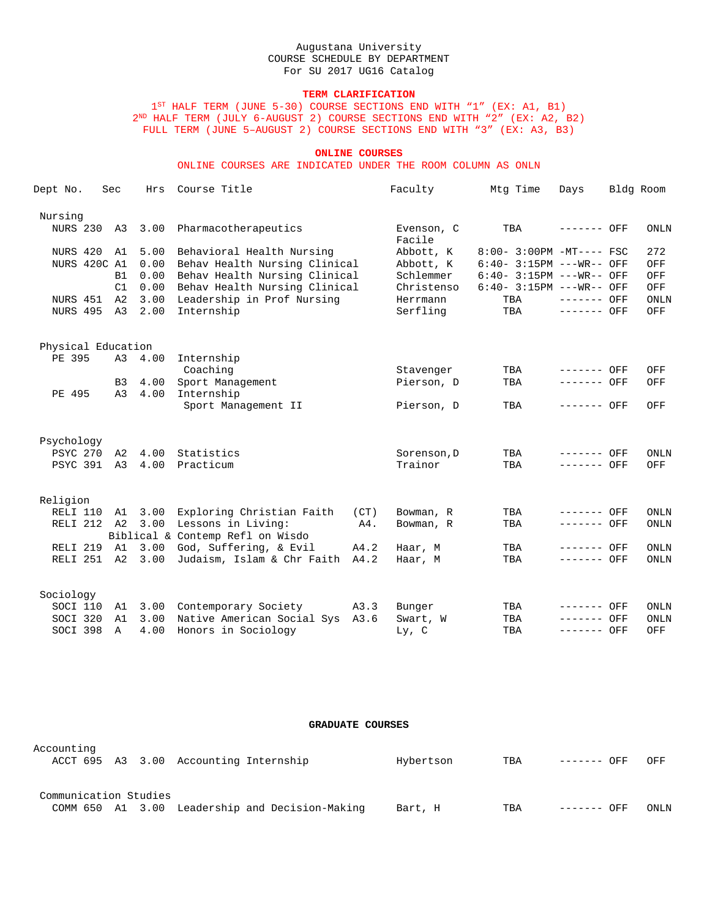Augustana University
COURSE SCHEDULE BY DEPARTMENT
For SU 2017 UG16 Catalog

**TERM CLARIFICATION**

1ST HALF TERM (JUNE 5-30) COURSE SECTIONS END WITH “1” (EX: A1, B1)
2ND HALF TERM (JULY 6-AUGUST 2) COURSE SECTIONS END WITH “2” (EX: A2, B2)
FULL TERM (JUNE 5–AUGUST 2) COURSE SECTIONS END WITH “3” (EX: A3, B3)

**ONLINE COURSES**

ONLINE COURSES ARE INDICATED UNDER THE ROOM COLUMN AS ONLN

| Dept No. | Sec | Hrs | Course Title | | Faculty | Mtg Time | Days | Bldg | Room |
|---|---|---|---|---|---|---|---|---|---|
| **Nursing** | | | | | | | | | |
| NURS 230 | A3 | 3.00 | Pharmacotherapeutics | | Evenson, C Facile | TBA | ------- | OFF | ONLN |
| NURS 420 | A1 | 5.00 | Behavioral Health Nursing | | Abbott, K | 8:00- 3:00PM | -MT---- | FSC | 272 |
| NURS 420C | A1 | 0.00 | Behav Health Nursing Clinical | | Abbott, K | 6:40- 3:15PM | ---WR-- | OFF | OFF |
| | B1 | 0.00 | Behav Health Nursing Clinical | | Schlemmer | 6:40- 3:15PM | ---WR-- | OFF | OFF |
| | C1 | 0.00 | Behav Health Nursing Clinical | | Christenso | 6:40- 3:15PM | ---WR-- | OFF | OFF |
| NURS 451 | A2 | 3.00 | Leadership in Prof Nursing | | Herrmann | TBA | ------- | OFF | ONLN |
| NURS 495 | A3 | 2.00 | Internship | | Serfling | TBA | ------- | OFF | OFF |
| **Physical Education** | | | | | | | | | |
| PE 395 | A3 | 4.00 | Internship Coaching | | Stavenger | TBA | ------- | OFF | OFF |
| | B3 | 4.00 | Sport Management | | Pierson, D | TBA | ------- | OFF | OFF |
| PE 495 | A3 | 4.00 | Internship Sport Management II | | Pierson, D | TBA | ------- | OFF | OFF |
| **Psychology** | | | | | | | | | |
| PSYC 270 | A2 | 4.00 | Statistics | | Sorenson,D | TBA | ------- | OFF | ONLN |
| PSYC 391 | A3 | 4.00 | Practicum | | Trainor | TBA | ------- | OFF | OFF |
| **Religion** | | | | | | | | | |
| RELI 110 | A1 | 3.00 | Exploring Christian Faith | (CT) | Bowman, R | TBA | ------- | OFF | ONLN |
| RELI 212 | A2 | 3.00 | Lessons in Living: Biblical & Contemp Refl on Wisdo | A4. | Bowman, R | TBA | ------- | OFF | ONLN |
| RELI 219 | A1 | 3.00 | God, Suffering, & Evil | A4.2 | Haar, M | TBA | ------- | OFF | ONLN |
| RELI 251 | A2 | 3.00 | Judaism, Islam & Chr Faith | A4.2 | Haar, M | TBA | ------- | OFF | ONLN |
| **Sociology** | | | | | | | | | |
| SOCI 110 | A1 | 3.00 | Contemporary Society | A3.3 | Bunger | TBA | ------- | OFF | ONLN |
| SOCI 320 | A1 | 3.00 | Native American Social Sys | A3.6 | Swart, W | TBA | ------- | OFF | ONLN |
| SOCI 398 | A | 4.00 | Honors in Sociology | | Ly, C | TBA | ------- | OFF | OFF |

**GRADUATE COURSES**

| Dept No. | Sec | Hrs | Course Title | | Faculty | Mtg Time | Days | Bldg | Room |
|---|---|---|---|---|---|---|---|---|---|
| **Accounting** | | | | | | | | | |
| ACCT 695 | A3 | 3.00 | Accounting Internship | | Hybertson | TBA | ------- | OFF | OFF |
| **Communication Studies** | | | | | | | | | |
| COMM 650 | A1 | 3.00 | Leadership and Decision-Making | | Bart, H | TBA | ------- | OFF | ONLN |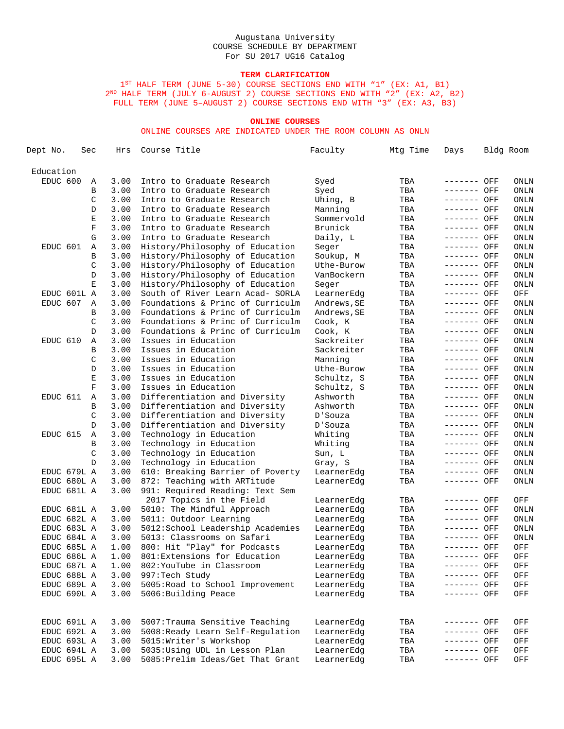Augustana University
COURSE SCHEDULE BY DEPARTMENT
For SU 2017 UG16 Catalog

**TERM CLARIFICATION**

1ST HALF TERM (JUNE 5-30) COURSE SECTIONS END WITH "1" (EX: A1, B1)
2ND HALF TERM (JULY 6-AUGUST 2) COURSE SECTIONS END WITH "2" (EX: A2, B2)
FULL TERM (JUNE 5–AUGUST 2) COURSE SECTIONS END WITH "3" (EX: A3, B3)

**ONLINE COURSES**

ONLINE COURSES ARE INDICATED UNDER THE ROOM COLUMN AS ONLN

| Dept No. | Sec | Hrs | Course Title | Faculty | Mtg Time | Days | Bldg | Room |
|---|---|---|---|---|---|---|---|---|
| Education | | | | | | | | |
| EDUC 600 | A | 3.00 | Intro to Graduate Research | Syed | TBA | ------- | OFF | ONLN |
| | B | 3.00 | Intro to Graduate Research | Syed | TBA | ------- | OFF | ONLN |
| | C | 3.00 | Intro to Graduate Research | Uhing, B | TBA | ------- | OFF | ONLN |
| | D | 3.00 | Intro to Graduate Research | Manning | TBA | ------- | OFF | ONLN |
| | E | 3.00 | Intro to Graduate Research | Sommervold | TBA | ------- | OFF | ONLN |
| | F | 3.00 | Intro to Graduate Research | Brunick | TBA | ------- | OFF | ONLN |
| | G | 3.00 | Intro to Graduate Research | Daily, L | TBA | ------- | OFF | ONLN |
| EDUC 601 | A | 3.00 | History/Philosophy of Education | Seger | TBA | ------- | OFF | ONLN |
| | B | 3.00 | History/Philosophy of Education | Soukup, M | TBA | ------- | OFF | ONLN |
| | C | 3.00 | History/Philosophy of Education | Uthe-Burow | TBA | ------- | OFF | ONLN |
| | D | 3.00 | History/Philosophy of Education | VanBockern | TBA | ------- | OFF | ONLN |
| | E | 3.00 | History/Philosophy of Education | Seger | TBA | ------- | OFF | ONLN |
| EDUC 601L | A | 3.00 | South of River Learn Acad- SORLA | LearnerEdg | TBA | ------- | OFF | OFF |
| EDUC 607 | A | 3.00 | Foundations & Princ of Curriculm | Andrews,SE | TBA | ------- | OFF | ONLN |
| | B | 3.00 | Foundations & Princ of Curriculm | Andrews,SE | TBA | ------- | OFF | ONLN |
| | C | 3.00 | Foundations & Princ of Curriculm | Cook, K | TBA | ------- | OFF | ONLN |
| | D | 3.00 | Foundations & Princ of Curriculm | Cook, K | TBA | ------- | OFF | ONLN |
| EDUC 610 | A | 3.00 | Issues in Education | Sackreiter | TBA | ------- | OFF | ONLN |
| | B | 3.00 | Issues in Education | Sackreiter | TBA | ------- | OFF | ONLN |
| | C | 3.00 | Issues in Education | Manning | TBA | ------- | OFF | ONLN |
| | D | 3.00 | Issues in Education | Uthe-Burow | TBA | ------- | OFF | ONLN |
| | E | 3.00 | Issues in Education | Schultz, S | TBA | ------- | OFF | ONLN |
| | F | 3.00 | Issues in Education | Schultz, S | TBA | ------- | OFF | ONLN |
| EDUC 611 | A | 3.00 | Differentiation and Diversity | Ashworth | TBA | ------- | OFF | ONLN |
| | B | 3.00 | Differentiation and Diversity | Ashworth | TBA | ------- | OFF | ONLN |
| | C | 3.00 | Differentiation and Diversity | D'Souza | TBA | ------- | OFF | ONLN |
| | D | 3.00 | Differentiation and Diversity | D'Souza | TBA | ------- | OFF | ONLN |
| EDUC 615 | A | 3.00 | Technology in Education | Whiting | TBA | ------- | OFF | ONLN |
| | B | 3.00 | Technology in Education | Whiting | TBA | ------- | OFF | ONLN |
| | C | 3.00 | Technology in Education | Sun, L | TBA | ------- | OFF | ONLN |
| | D | 3.00 | Technology in Education | Gray, S | TBA | ------- | OFF | ONLN |
| EDUC 679L | A | 3.00 | 610: Breaking Barrier of Poverty | LearnerEdg | TBA | ------- | OFF | ONLN |
| EDUC 680L | A | 3.00 | 872: Teaching with ARTitude | LearnerEdg | TBA | ------- | OFF | ONLN |
| EDUC 681L | A | 3.00 | 991: Required Reading: Text Sem 2017 Topics in the Field | LearnerEdg | TBA | ------- | OFF | OFF |
| EDUC 681L | A | 3.00 | 5010: The Mindful Approach | LearnerEdg | TBA | ------- | OFF | ONLN |
| EDUC 682L | A | 3.00 | 5011: Outdoor Learning | LearnerEdg | TBA | ------- | OFF | ONLN |
| EDUC 683L | A | 3.00 | 5012:School Leadership Academies | LearnerEdg | TBA | ------- | OFF | ONLN |
| EDUC 684L | A | 3.00 | 5013: Classrooms on Safari | LearnerEdg | TBA | ------- | OFF | ONLN |
| EDUC 685L | A | 1.00 | 800: Hit "Play" for Podcasts | LearnerEdg | TBA | ------- | OFF | OFF |
| EDUC 686L | A | 1.00 | 801:Extensions for Education | LearnerEdg | TBA | ------- | OFF | OFF |
| EDUC 687L | A | 1.00 | 802:YouTube in Classroom | LearnerEdg | TBA | ------- | OFF | OFF |
| EDUC 688L | A | 3.00 | 997:Tech Study | LearnerEdg | TBA | ------- | OFF | OFF |
| EDUC 689L | A | 3.00 | 5005:Road to School Improvement | LearnerEdg | TBA | ------- | OFF | OFF |
| EDUC 690L | A | 3.00 | 5006:Building Peace | LearnerEdg | TBA | ------- | OFF | OFF |
| EDUC 691L | A | 3.00 | 5007:Trauma Sensitive Teaching | LearnerEdg | TBA | ------- | OFF | OFF |
| EDUC 692L | A | 3.00 | 5008:Ready Learn Self-Regulation | LearnerEdg | TBA | ------- | OFF | OFF |
| EDUC 693L | A | 3.00 | 5015:Writer's Workshop | LearnerEdg | TBA | ------- | OFF | OFF |
| EDUC 694L | A | 3.00 | 5035:Using UDL in Lesson Plan | LearnerEdg | TBA | ------- | OFF | OFF |
| EDUC 695L | A | 3.00 | 5085:Prelim Ideas/Get That Grant | LearnerEdg | TBA | ------- | OFF | OFF |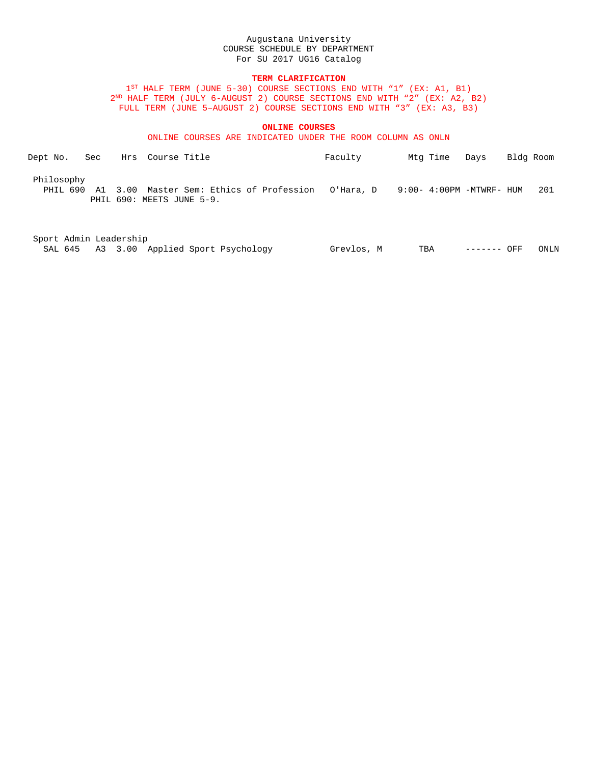Augustana University
COURSE SCHEDULE BY DEPARTMENT
For SU 2017 UG16 Catalog

**TERM CLARIFICATION**

1ST HALF TERM (JUNE 5-30) COURSE SECTIONS END WITH “1” (EX: A1, B1)
2ND HALF TERM (JULY 6-AUGUST 2) COURSE SECTIONS END WITH “2” (EX: A2, B2)
FULL TERM (JUNE 5–AUGUST 2) COURSE SECTIONS END WITH “3” (EX: A3, B3)

**ONLINE COURSES**

ONLINE COURSES ARE INDICATED UNDER THE ROOM COLUMN AS ONLN

| Dept No. | Sec | Hrs | Course Title | Faculty | Mtg Time | Days | Bldg | Room |
|---|---|---|---|---|---|---|---|---|
| Philosophy | | | | | | | | |
| PHIL 690 | A1 | 3.00 | Master Sem: Ethics of Profession | O'Hara, D | 9:00- 4:00PM | -MTWRF- | HUM | 201 |
| | | | PHIL 690: MEETS JUNE 5-9. | | | | | |
| Sport Admin Leadership | | | | | | | | |
| SAL 645 | A3 | 3.00 | Applied Sport Psychology | Grevlos, M | TBA | ------- | OFF | ONLN |